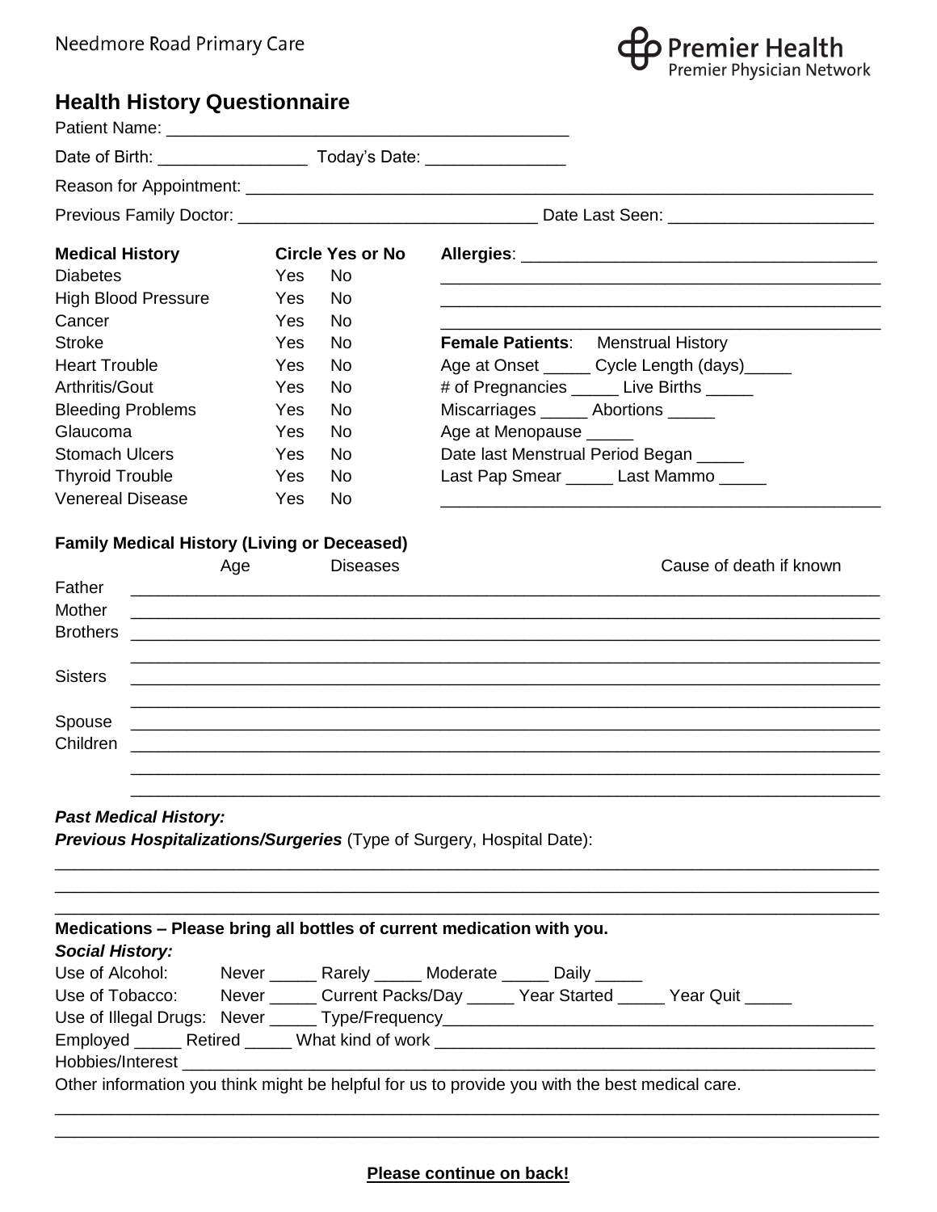Needmore Road Primary Care

Premier Health
Premier Physician Network

## Health History Questionnaire

Patient Name: ___________________________________________

Date of Birth: ________________ Today's Date: _______________

Reason for Appointment: ______________________________________________________________________

Previous Family Doctor: ________________________________ Date Last Seen: _____________________

| **Medical History** | **Circle Yes or No** | |
|---|---|---|
| Diabetes | Yes | No |
| High Blood Pressure | Yes | No |
| Cancer | Yes | No |
| Stroke | Yes | No |
| Heart Trouble | Yes | No |
| Arthritis/Gout | Yes | No |
| Bleeding Problems | Yes | No |
| Glaucoma | Yes | No |
| Stomach Ulcers | Yes | No |
| Thyroid Trouble | Yes | No |
| Venereal Disease | Yes | No |

**Allergies**: _______________________________________
_______________________________________________
_______________________________________________
_______________________________________________

**Female Patients**: Menstrual History
Age at Onset _____ Cycle Length (days)_____
# of Pregnancies _____ Live Births _____
Miscarriages _____ Abortions _____
Age at Menopause _____
Date last Menstrual Period Began _____
Last Pap Smear _____ Last Mammo _____
_______________________________________________

**Family Medical History (Living or Deceased)**

| | Age | Diseases | Cause of death if known |
|---|---|---|---|
| Father | | | |
| Mother | | | |
| Brothers | | | |
| | | | |
| Sisters | | | |
| | | | |
| Spouse | | | |
| Children | | | |
| | | | |
| | | | |

***Past Medical History:***

***Previous Hospitalizations/Surgeries*** (Type of Surgery, Hospital Date):
_____________________________________________________________________________________
_____________________________________________________________________________________
_____________________________________________________________________________________

**Medications – Please bring all bottles of current medication with you.**

***Social History:***

Use of Alcohol: Never _____ Rarely _____ Moderate _____ Daily _____

Use of Tobacco: Never _____ Current Packs/Day _____ Year Started _____ Year Quit _____

Use of Illegal Drugs: Never _____ Type/Frequency_______________________________________________

Employed _____ Retired _____ What kind of work _______________________________________________

Hobbies/Interest _____________________________________________________________________________

Other information you think might be helpful for us to provide you with the best medical care.
_____________________________________________________________________________________
_____________________________________________________________________________________

**Please continue on back!**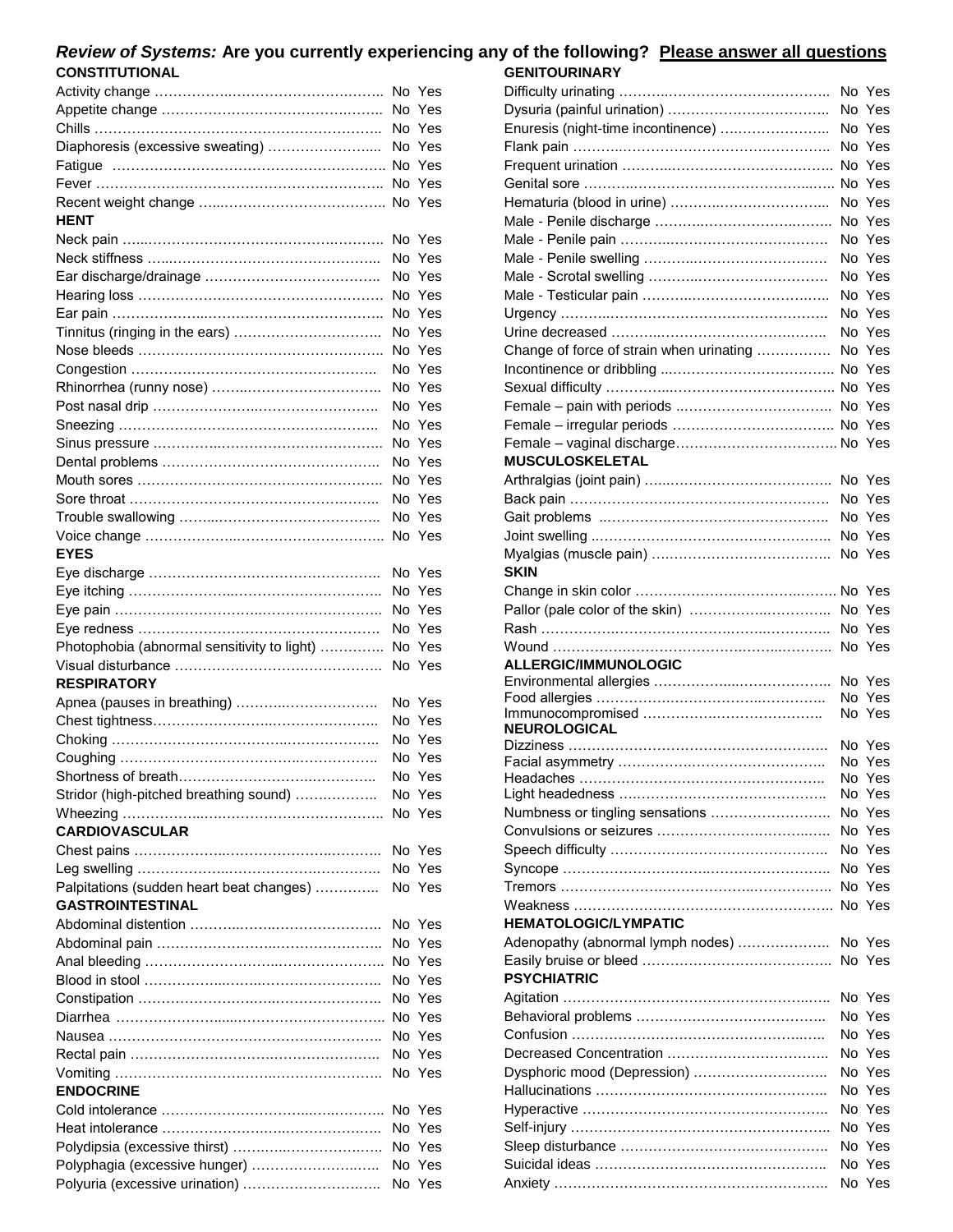## *Review of Systems:* Are you currently experiencing any of the following? Please answer all questions

### CONSTITUTIONAL

| | | |
|---|---|---|
| Activity change | No | Yes |
| Appetite change | No | Yes |
| Chills | No | Yes |
| Diaphoresis (excessive sweating) | No | Yes |
| Fatigue | No | Yes |
| Fever | No | Yes |
| Recent weight change | No | Yes |

### HENT

| | | |
|---|---|---|
| Neck pain | No | Yes |
| Neck stiffness | No | Yes |
| Ear discharge/drainage | No | Yes |
| Hearing loss | No | Yes |
| Ear pain | No | Yes |
| Tinnitus (ringing in the ears) | No | Yes |
| Nose bleeds | No | Yes |
| Congestion | No | Yes |
| Rhinorrhea (runny nose) | No | Yes |
| Post nasal drip | No | Yes |
| Sneezing | No | Yes |
| Sinus pressure | No | Yes |
| Dental problems | No | Yes |
| Mouth sores | No | Yes |
| Sore throat | No | Yes |
| Trouble swallowing | No | Yes |
| Voice change | No | Yes |

### EYES

| | | |
|---|---|---|
| Eye discharge | No | Yes |
| Eye itching | No | Yes |
| Eye pain | No | Yes |
| Eye redness | No | Yes |
| Photophobia (abnormal sensitivity to light) | No | Yes |
| Visual disturbance | No | Yes |

### RESPIRATORY

| | | |
|---|---|---|
| Apnea (pauses in breathing) | No | Yes |
| Chest tightness | No | Yes |
| Choking | No | Yes |
| Coughing | No | Yes |
| Shortness of breath | No | Yes |
| Stridor (high-pitched breathing sound) | No | Yes |
| Wheezing | No | Yes |

### CARDIOVASCULAR

| | | |
|---|---|---|
| Chest pains | No | Yes |
| Leg swelling | No | Yes |
| Palpitations (sudden heart beat changes) | No | Yes |

### GASTROINTESTINAL

| | | |
|---|---|---|
| Abdominal distention | No | Yes |
| Abdominal pain | No | Yes |
| Anal bleeding | No | Yes |
| Blood in stool | No | Yes |
| Constipation | No | Yes |
| Diarrhea | No | Yes |
| Nausea | No | Yes |
| Rectal pain | No | Yes |
| Vomiting | No | Yes |

### ENDOCRINE

| | | |
|---|---|---|
| Cold intolerance | No | Yes |
| Heat intolerance | No | Yes |
| Polydipsia (excessive thirst) | No | Yes |
| Polyphagia (excessive hunger) | No | Yes |
| Polyuria (excessive urination) | No | Yes |

### GENITOURINARY

| | | |
|---|---|---|
| Difficulty urinating | No | Yes |
| Dysuria (painful urination) | No | Yes |
| Enuresis (night-time incontinence) | No | Yes |
| Flank pain | No | Yes |
| Frequent urination | No | Yes |
| Genital sore | No | Yes |
| Hematuria (blood in urine) | No | Yes |
| Male - Penile discharge | No | Yes |
| Male - Penile pain | No | Yes |
| Male - Penile swelling | No | Yes |
| Male - Scrotal swelling | No | Yes |
| Male - Testicular pain | No | Yes |
| Urgency | No | Yes |
| Urine decreased | No | Yes |
| Change of force of strain when urinating | No | Yes |
| Incontinence or dribbling | No | Yes |
| Sexual difficulty | No | Yes |
| Female – pain with periods | No | Yes |
| Female – irregular periods | No | Yes |
| Female – vaginal discharge | No | Yes |

### MUSCULOSKELETAL

| | | |
|---|---|---|
| Arthralgias (joint pain) | No | Yes |
| Back pain | No | Yes |
| Gait problems | No | Yes |
| Joint swelling | No | Yes |
| Myalgias (muscle pain) | No | Yes |

### SKIN

| | | |
|---|---|---|
| Change in skin color | No | Yes |
| Pallor (pale color of the skin) | No | Yes |
| Rash | No | Yes |
| Wound | No | Yes |

### ALLERGIC/IMMUNOLOGIC

| | | |
|---|---|---|
| Environmental allergies | No | Yes |
| Food allergies | No | Yes |
| Immunocompromised | No | Yes |

### NEUROLOGICAL

| | | |
|---|---|---|
| Dizziness | No | Yes |
| Facial asymmetry | No | Yes |
| Headaches | No | Yes |
| Light headedness | No | Yes |
| Numbness or tingling sensations | No | Yes |
| Convulsions or seizures | No | Yes |
| Speech difficulty | No | Yes |
| Syncope | No | Yes |
| Tremors | No | Yes |
| Weakness | No | Yes |

### HEMATOLOGIC/LYMPATIC

| | | |
|---|---|---|
| Adenopathy (abnormal lymph nodes) | No | Yes |
| Easily bruise or bleed | No | Yes |

### PSYCHIATRIC

| | | |
|---|---|---|
| Agitation | No | Yes |
| Behavioral problems | No | Yes |
| Confusion | No | Yes |
| Decreased Concentration | No | Yes |
| Dysphoric mood (Depression) | No | Yes |
| Hallucinations | No | Yes |
| Hyperactive | No | Yes |
| Self-injury | No | Yes |
| Sleep disturbance | No | Yes |
| Suicidal ideas | No | Yes |
| Anxiety | No | Yes |